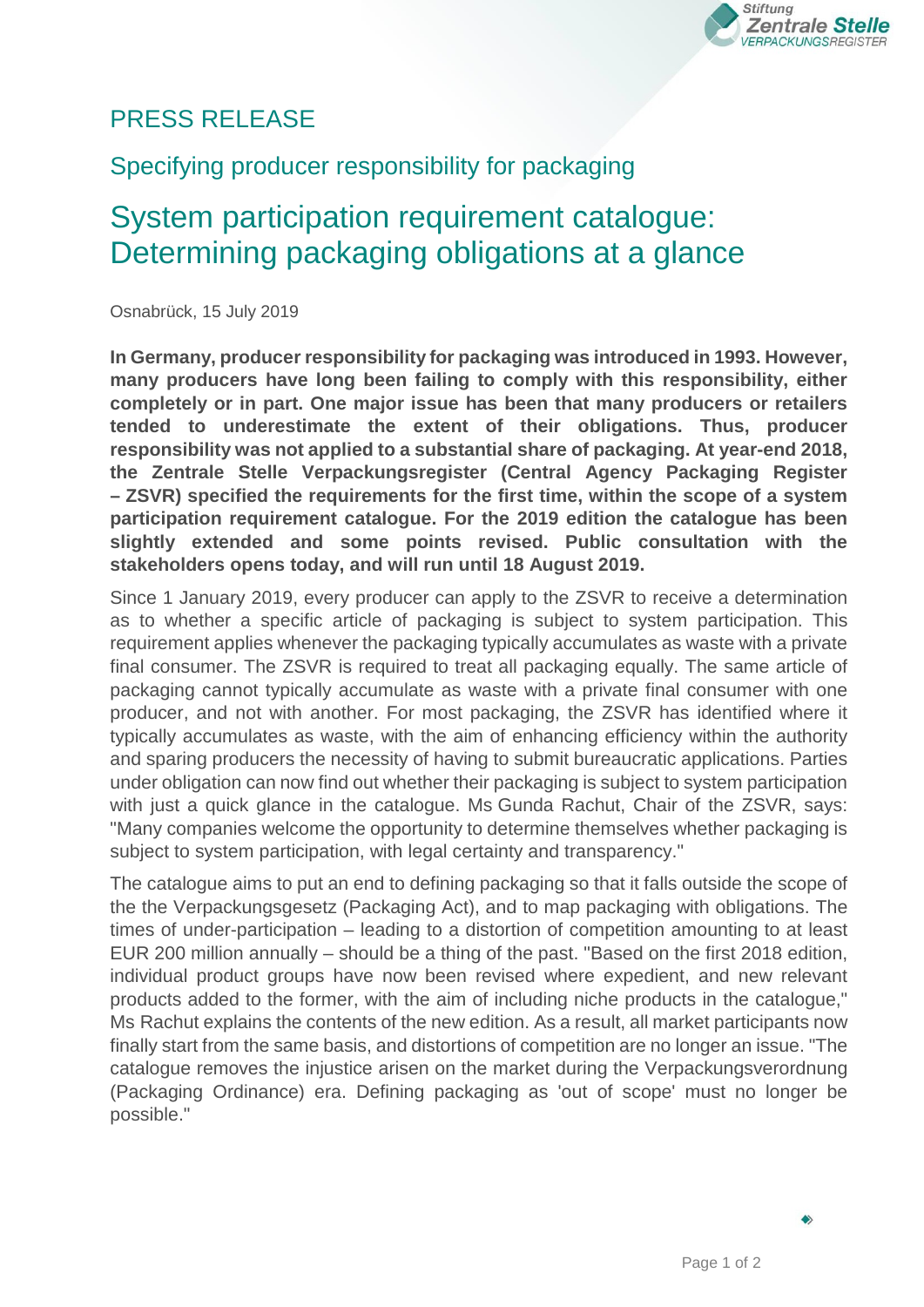# PRESS RELEASE

## Specifying producer responsibility for packaging

# System participation requirement catalogue: Determining packaging obligations at a glance

Osnabrück, 15 July 2019

**In Germany, producer responsibility for packaging was introduced in 1993. However, many producers have long been failing to comply with this responsibility, either completely or in part. One major issue has been that many producers or retailers tended to underestimate the extent of their obligations. Thus, producer responsibility was not applied to a substantial share of packaging. At year-end 2018, the Zentrale Stelle Verpackungsregister (Central Agency Packaging Register – ZSVR) specified the requirements for the first time, within the scope of a system participation requirement catalogue. For the 2019 edition the catalogue has been slightly extended and some points revised. Public consultation with the stakeholders opens today, and will run until 18 August 2019.**

Since 1 January 2019, every producer can apply to the ZSVR to receive a determination as to whether a specific article of packaging is subject to system participation. This requirement applies whenever the packaging typically accumulates as waste with a private final consumer. The ZSVR is required to treat all packaging equally. The same article of packaging cannot typically accumulate as waste with a private final consumer with one producer, and not with another. For most packaging, the ZSVR has identified where it typically accumulates as waste, with the aim of enhancing efficiency within the authority and sparing producers the necessity of having to submit bureaucratic applications. Parties under obligation can now find out whether their packaging is subject to system participation with just a quick glance in the catalogue. Ms Gunda Rachut, Chair of the ZSVR, says: "Many companies welcome the opportunity to determine themselves whether packaging is subject to system participation, with legal certainty and transparency."

The catalogue aims to put an end to defining packaging so that it falls outside the scope of the the Verpackungsgesetz (Packaging Act), and to map packaging with obligations. The times of under-participation – leading to a distortion of competition amounting to at least EUR 200 million annually – should be a thing of the past. "Based on the first 2018 edition, individual product groups have now been revised where expedient, and new relevant products added to the former, with the aim of including niche products in the catalogue," Ms Rachut explains the contents of the new edition. As a result, all market participants now finally start from the same basis, and distortions of competition are no longer an issue. "The catalogue removes the injustice arisen on the market during the Verpackungsverordnung (Packaging Ordinance) era. Defining packaging as 'out of scope' must no longer be possible."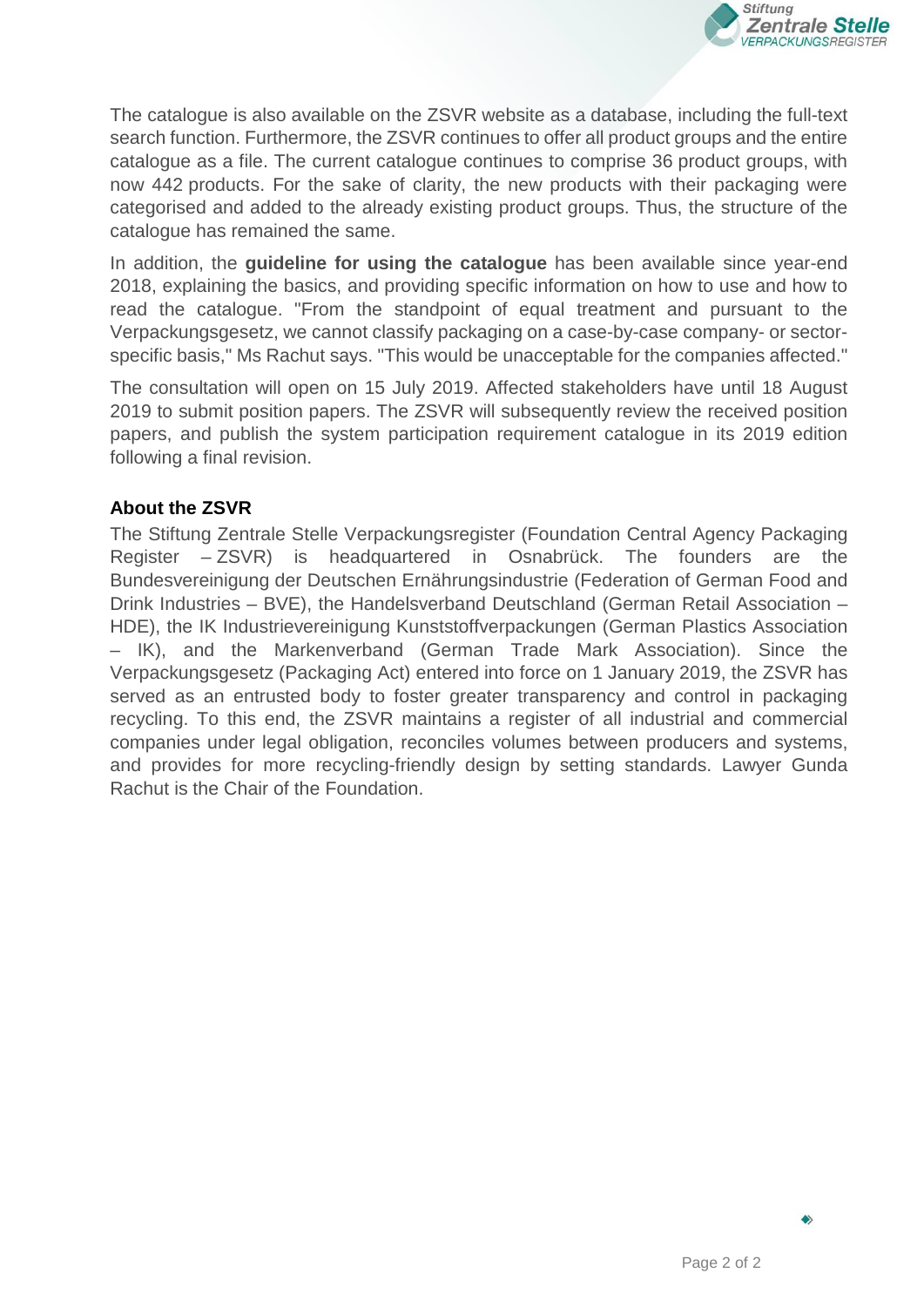The catalogue is also available on the ZSVR website as a database, including the full-text search function. Furthermore, the ZSVR continues to offer all product groups and the entire catalogue as a file. The current catalogue continues to comprise 36 product groups, with now 442 products. For the sake of clarity, the new products with their packaging were categorised and added to the already existing product groups. Thus, the structure of the catalogue has remained the same.

In addition, the **guideline for using the catalogue** has been available since year-end 2018, explaining the basics, and providing specific information on how to use and how to read the catalogue. "From the standpoint of equal treatment and pursuant to the Verpackungsgesetz, we cannot classify packaging on a case-by-case company- or sector-specific basis," Ms Rachut says. "This would be unacceptable for the companies affected."

The consultation will open on 15 July 2019. Affected stakeholders have until 18 August 2019 to submit position papers. The ZSVR will subsequently review the received position papers, and publish the system participation requirement catalogue in its 2019 edition following a final revision.

**About the ZSVR**

The Stiftung Zentrale Stelle Verpackungsregister (Foundation Central Agency Packaging Register – ZSVR) is headquartered in Osnabrück. The founders are the Bundesvereinigung der Deutschen Ernährungsindustrie (Federation of German Food and Drink Industries – BVE), the Handelsverband Deutschland (German Retail Association – HDE), the IK Industrievereinigung Kunststoffverpackungen (German Plastics Association – IK), and the Markenverband (German Trade Mark Association). Since the Verpackungsgesetz (Packaging Act) entered into force on 1 January 2019, the ZSVR has served as an entrusted body to foster greater transparency and control in packaging recycling. To this end, the ZSVR maintains a register of all industrial and commercial companies under legal obligation, reconciles volumes between producers and systems, and provides for more recycling-friendly design by setting standards. Lawyer Gunda Rachut is the Chair of the Foundation.